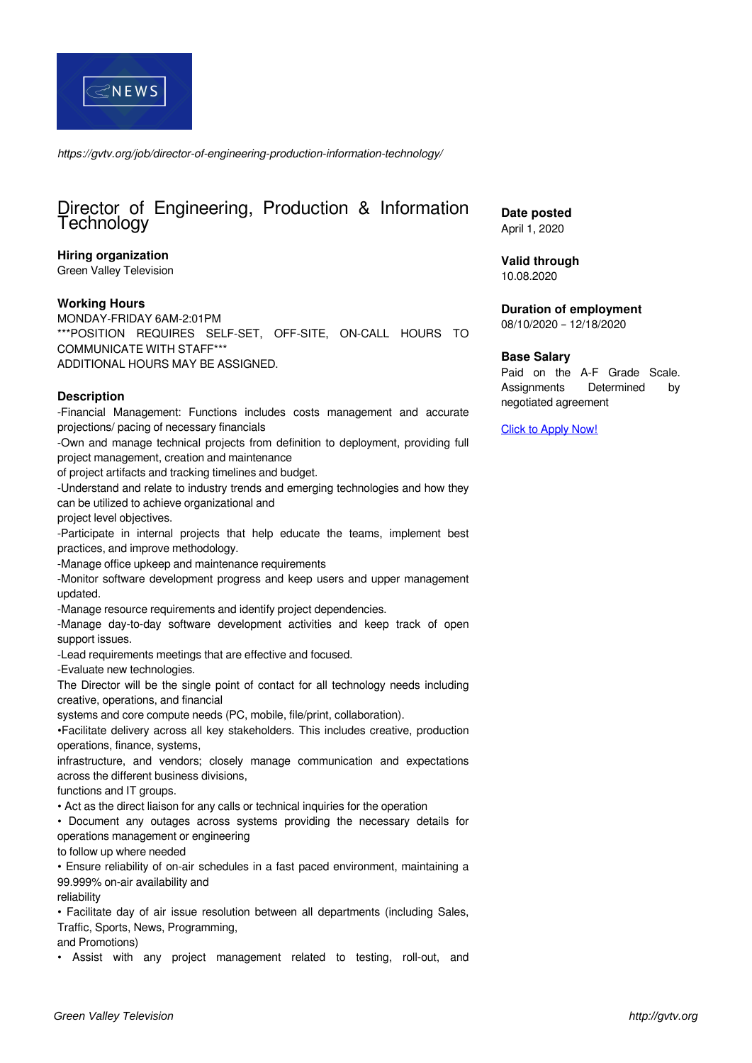*https://gvtv.org/job/director-of-engineering-production-information-technology/*

# Director of Engineering, Production & Information Technology

**Hiring organization**
Green Valley Television

**Working Hours**
MONDAY-FRIDAY 6AM-2:01PM
***POSITION REQUIRES SELF-SET, OFF-SITE, ON-CALL HOURS TO COMMUNICATE WITH STAFF***
ADDITIONAL HOURS MAY BE ASSIGNED.

**Description**
-Financial Management: Functions includes costs management and accurate projections/ pacing of necessary financials
-Own and manage technical projects from definition to deployment, providing full project management, creation and maintenance
of project artifacts and tracking timelines and budget.
-Understand and relate to industry trends and emerging technologies and how they can be utilized to achieve organizational and
project level objectives.
-Participate in internal projects that help educate the teams, implement best practices, and improve methodology.
-Manage office upkeep and maintenance requirements
-Monitor software development progress and keep users and upper management updated.
-Manage resource requirements and identify project dependencies.
-Manage day-to-day software development activities and keep track of open support issues.
-Lead requirements meetings that are effective and focused.
-Evaluate new technologies.
The Director will be the single point of contact for all technology needs including creative, operations, and financial
systems and core compute needs (PC, mobile, file/print, collaboration).
•Facilitate delivery across all key stakeholders. This includes creative, production operations, finance, systems,
infrastructure, and vendors; closely manage communication and expectations across the different business divisions,
functions and IT groups.
• Act as the direct liaison for any calls or technical inquiries for the operation
• Document any outages across systems providing the necessary details for operations management or engineering
to follow up where needed
• Ensure reliability of on-air schedules in a fast paced environment, maintaining a 99.999% on-air availability and
reliability
• Facilitate day of air issue resolution between all departments (including Sales, Traffic, Sports, News, Programming,
and Promotions)
• Assist with any project management related to testing, roll-out, and

**Date posted**
April 1, 2020

**Valid through**
10.08.2020

**Duration of employment**
08/10/2020 – 12/18/2020

**Base Salary**
Paid on the A-F Grade Scale. Assignments Determined by negotiated agreement

[Click to Apply Now!]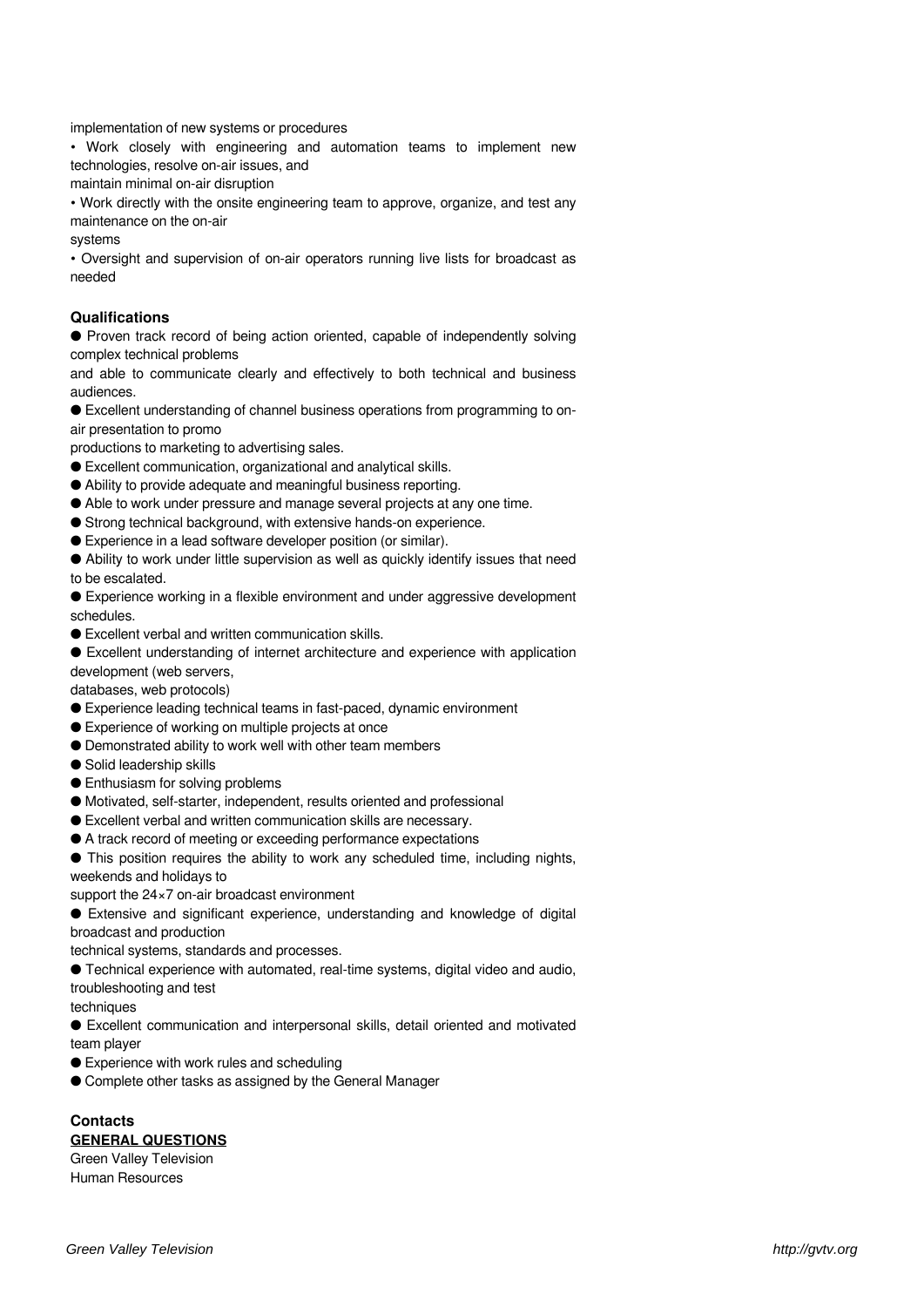implementation of new systems or procedures

• Work closely with engineering and automation teams to implement new technologies, resolve on-air issues, and maintain minimal on-air disruption

• Work directly with the onsite engineering team to approve, organize, and test any maintenance on the on-air systems

• Oversight and supervision of on-air operators running live lists for broadcast as needed

**Qualifications**

- Proven track record of being action oriented, capable of independently solving complex technical problems and able to communicate clearly and effectively to both technical and business audiences.
- Excellent understanding of channel business operations from programming to on-air presentation to promo productions to marketing to advertising sales.
- Excellent communication, organizational and analytical skills.
- Ability to provide adequate and meaningful business reporting.
- Able to work under pressure and manage several projects at any one time.
- Strong technical background, with extensive hands-on experience.
- Experience in a lead software developer position (or similar).
- Ability to work under little supervision as well as quickly identify issues that need to be escalated.
- Experience working in a flexible environment and under aggressive development schedules.
- Excellent verbal and written communication skills.
- Excellent understanding of internet architecture and experience with application development (web servers, databases, web protocols)
- Experience leading technical teams in fast-paced, dynamic environment
- Experience of working on multiple projects at once
- Demonstrated ability to work well with other team members
- Solid leadership skills
- Enthusiasm for solving problems
- Motivated, self-starter, independent, results oriented and professional
- Excellent verbal and written communication skills are necessary.
- A track record of meeting or exceeding performance expectations
- This position requires the ability to work any scheduled time, including nights, weekends and holidays to support the 24×7 on-air broadcast environment
- Extensive and significant experience, understanding and knowledge of digital broadcast and production technical systems, standards and processes.
- Technical experience with automated, real-time systems, digital video and audio, troubleshooting and test techniques
- Excellent communication and interpersonal skills, detail oriented and motivated team player
- Experience with work rules and scheduling
- Complete other tasks as assigned by the General Manager

**Contacts**

**GENERAL QUESTIONS**

Green Valley Television
Human Resources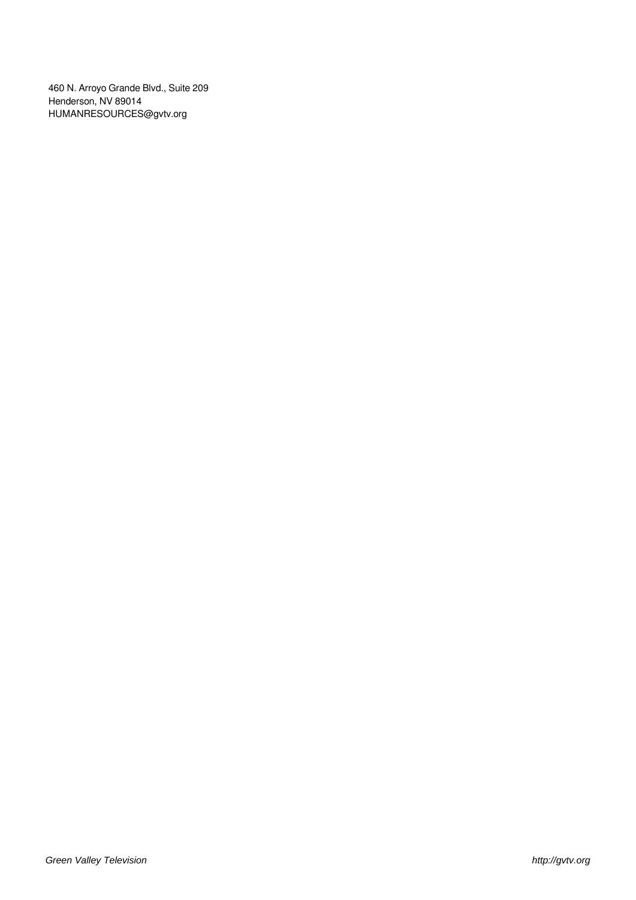460 N. Arroyo Grande Blvd., Suite 209
Henderson, NV 89014
HUMANRESOURCES@gvtv.org